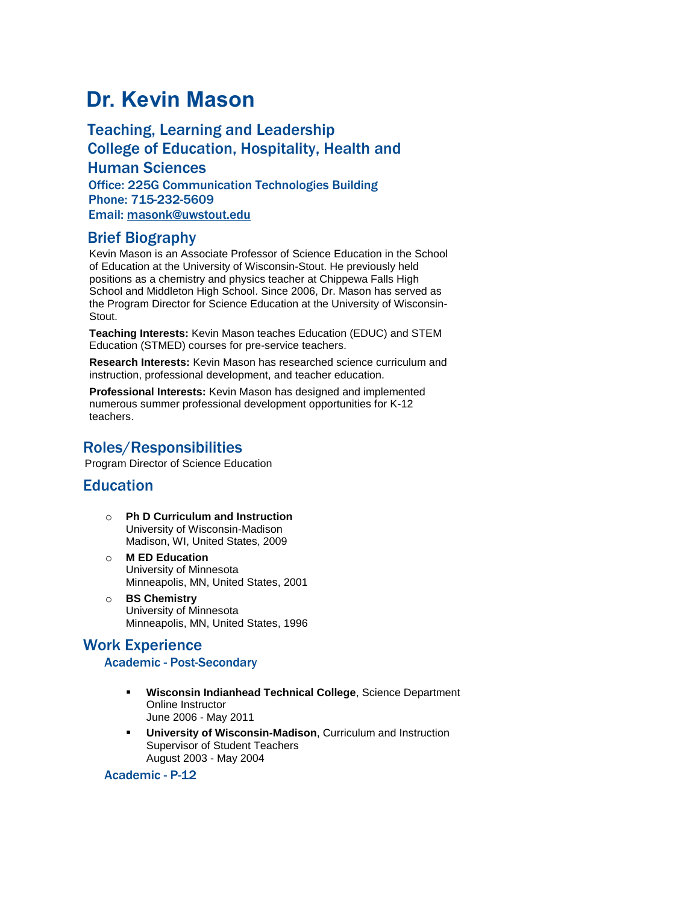# Dr. Kevin Mason

## Teaching, Learning and Leadership
## College of Education, Hospitality, Health and Human Sciences

**Office: 225G Communication Technologies Building**
**Phone: 715-232-5609**
**Email: masonk@uwstout.edu**

## Brief Biography

Kevin Mason is an Associate Professor of Science Education in the School of Education at the University of Wisconsin-Stout. He previously held positions as a chemistry and physics teacher at Chippewa Falls High School and Middleton High School. Since 2006, Dr. Mason has served as the Program Director for Science Education at the University of Wisconsin-Stout.

**Teaching Interests:** Kevin Mason teaches Education (EDUC) and STEM Education (STMED) courses for pre-service teachers.

**Research Interests:** Kevin Mason has researched science curriculum and instruction, professional development, and teacher education.

**Professional Interests:** Kevin Mason has designed and implemented numerous summer professional development opportunities for K-12 teachers.

## Roles/Responsibilities

Program Director of Science Education

## Education

- **Ph D Curriculum and Instruction**
  University of Wisconsin-Madison
  Madison, WI, United States, 2009
- **M ED Education**
  University of Minnesota
  Minneapolis, MN, United States, 2001
- **BS Chemistry**
  University of Minnesota
  Minneapolis, MN, United States, 1996

## Work Experience

### Academic - Post-Secondary

- **Wisconsin Indianhead Technical College**, Science Department
  Online Instructor
  June 2006 - May 2011
- **University of Wisconsin-Madison**, Curriculum and Instruction
  Supervisor of Student Teachers
  August 2003 - May 2004

### Academic - P-12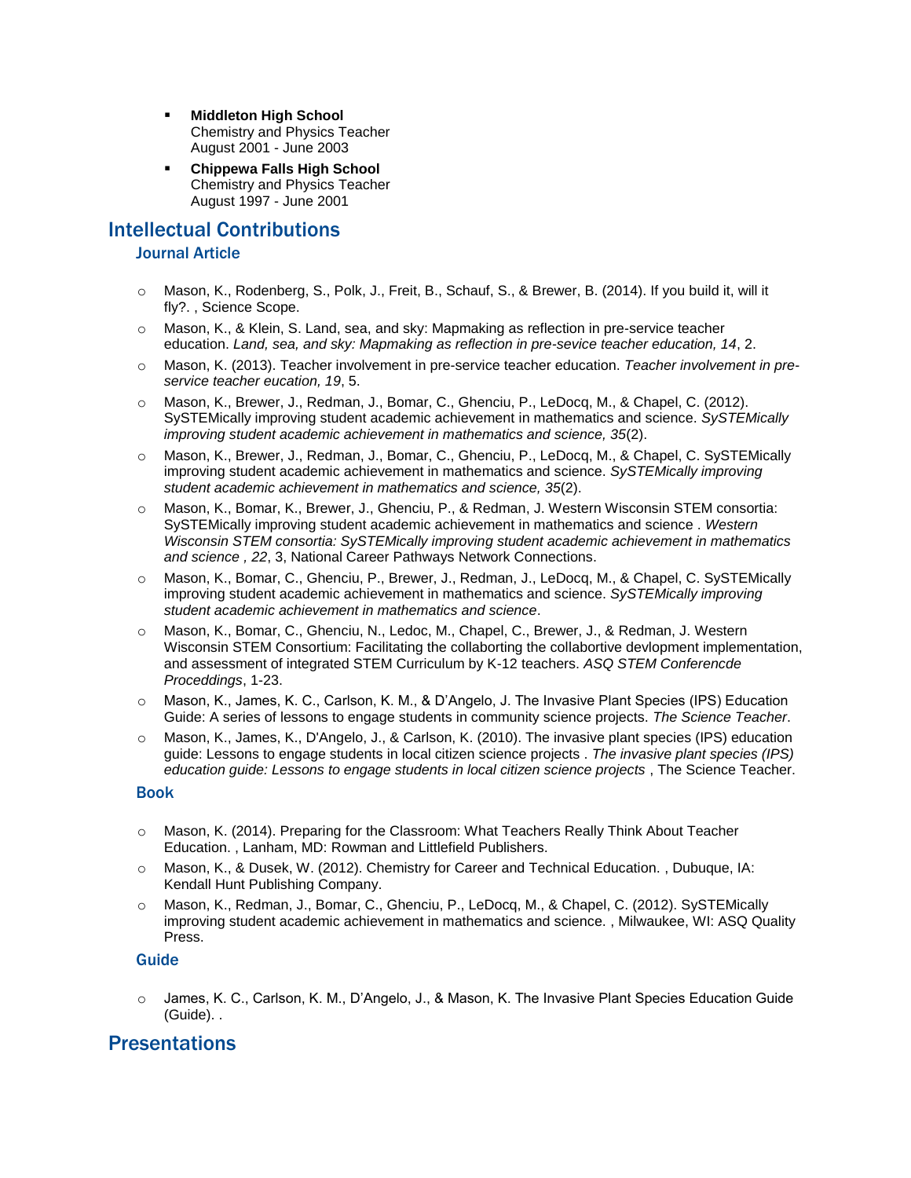- **Middleton High School**
  Chemistry and Physics Teacher
  August 2001 - June 2003
- **Chippewa Falls High School**
  Chemistry and Physics Teacher
  August 1997 - June 2001

## Intellectual Contributions

### Journal Article

- Mason, K., Rodenberg, S., Polk, J., Freit, B., Schauf, S., & Brewer, B. (2014). If you build it, will it fly?. , Science Scope.
- Mason, K., & Klein, S. Land, sea, and sky: Mapmaking as reflection in pre-service teacher education. *Land, sea, and sky: Mapmaking as reflection in pre-sevice teacher education, 14*, 2.
- Mason, K. (2013). Teacher involvement in pre-service teacher education. *Teacher involvement in pre-service teacher eucation, 19*, 5.
- Mason, K., Brewer, J., Redman, J., Bomar, C., Ghenciu, P., LeDocq, M., & Chapel, C. (2012). SySTEMically improving student academic achievement in mathematics and science. *SySTEMically improving student academic achievement in mathematics and science, 35*(2).
- Mason, K., Brewer, J., Redman, J., Bomar, C., Ghenciu, P., LeDocq, M., & Chapel, C. SySTEMically improving student academic achievement in mathematics and science. *SySTEMically improving student academic achievement in mathematics and science, 35*(2).
- Mason, K., Bomar, K., Brewer, J., Ghenciu, P., & Redman, J. Western Wisconsin STEM consortia: SySTEMically improving student academic achievement in mathematics and science . *Western Wisconsin STEM consortia: SySTEMically improving student academic achievement in mathematics and science , 22*, 3, National Career Pathways Network Connections.
- Mason, K., Bomar, C., Ghenciu, P., Brewer, J., Redman, J., LeDocq, M., & Chapel, C. SySTEMically improving student academic achievement in mathematics and science. *SySTEMically improving student academic achievement in mathematics and science*.
- Mason, K., Bomar, C., Ghenciu, N., Ledoc, M., Chapel, C., Brewer, J., & Redman, J. Western Wisconsin STEM Consortium: Facilitating the collaborting the collabortive devlopment implementation, and assessment of integrated STEM Curriculum by K-12 teachers. *ASQ STEM Conferencde Proceddings*, 1-23.
- Mason, K., James, K. C., Carlson, K. M., & D'Angelo, J. The Invasive Plant Species (IPS) Education Guide: A series of lessons to engage students in community science projects. *The Science Teacher*.
- Mason, K., James, K., D'Angelo, J., & Carlson, K. (2010). The invasive plant species (IPS) education guide: Lessons to engage students in local citizen science projects . *The invasive plant species (IPS) education guide: Lessons to engage students in local citizen science projects* , The Science Teacher.

### Book

- Mason, K. (2014). Preparing for the Classroom: What Teachers Really Think About Teacher Education. , Lanham, MD: Rowman and Littlefield Publishers.
- Mason, K., & Dusek, W. (2012). Chemistry for Career and Technical Education. , Dubuque, IA: Kendall Hunt Publishing Company.
- Mason, K., Redman, J., Bomar, C., Ghenciu, P., LeDocq, M., & Chapel, C. (2012). SySTEMically improving student academic achievement in mathematics and science. , Milwaukee, WI: ASQ Quality Press.

### Guide

- James, K. C., Carlson, K. M., D'Angelo, J., & Mason, K. The Invasive Plant Species Education Guide (Guide). .

## Presentations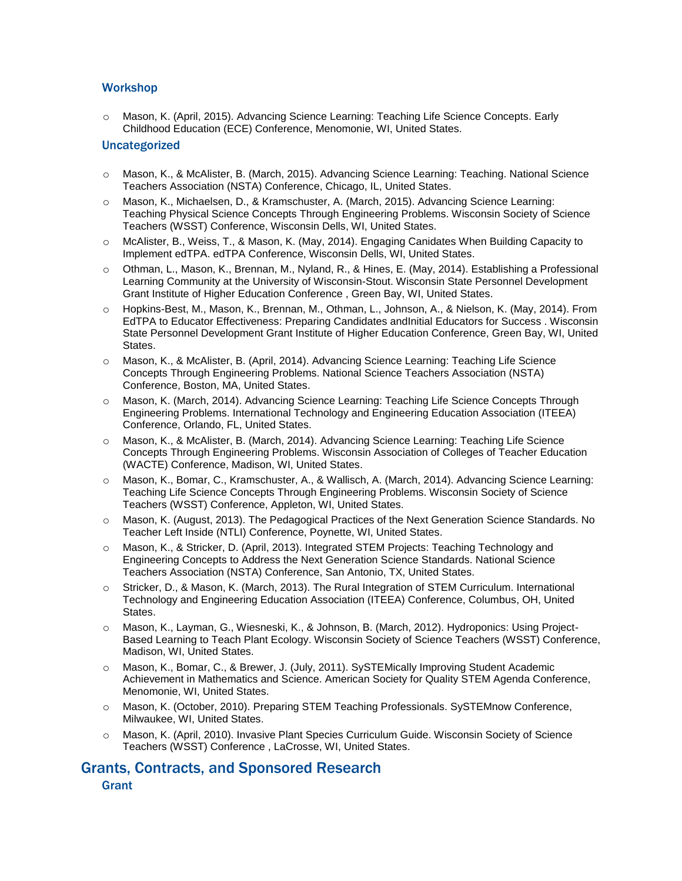### Workshop

- Mason, K. (April, 2015). Advancing Science Learning: Teaching Life Science Concepts. Early Childhood Education (ECE) Conference, Menomonie, WI, United States.

### Uncategorized

- Mason, K., & McAlister, B. (March, 2015). Advancing Science Learning: Teaching. National Science Teachers Association (NSTA) Conference, Chicago, IL, United States.
- Mason, K., Michaelsen, D., & Kramschuster, A. (March, 2015). Advancing Science Learning: Teaching Physical Science Concepts Through Engineering Problems. Wisconsin Society of Science Teachers (WSST) Conference, Wisconsin Dells, WI, United States.
- McAlister, B., Weiss, T., & Mason, K. (May, 2014). Engaging Canidates When Building Capacity to Implement edTPA. edTPA Conference, Wisconsin Dells, WI, United States.
- Othman, L., Mason, K., Brennan, M., Nyland, R., & Hines, E. (May, 2014). Establishing a Professional Learning Community at the University of Wisconsin-Stout. Wisconsin State Personnel Development Grant Institute of Higher Education Conference , Green Bay, WI, United States.
- Hopkins-Best, M., Mason, K., Brennan, M., Othman, L., Johnson, A., & Nielson, K. (May, 2014). From EdTPA to Educator Effectiveness: Preparing Candidates andInitial Educators for Success . Wisconsin State Personnel Development Grant Institute of Higher Education Conference, Green Bay, WI, United States.
- Mason, K., & McAlister, B. (April, 2014). Advancing Science Learning: Teaching Life Science Concepts Through Engineering Problems. National Science Teachers Association (NSTA) Conference, Boston, MA, United States.
- Mason, K. (March, 2014). Advancing Science Learning: Teaching Life Science Concepts Through Engineering Problems. International Technology and Engineering Education Association (ITEEA) Conference, Orlando, FL, United States.
- Mason, K., & McAlister, B. (March, 2014). Advancing Science Learning: Teaching Life Science Concepts Through Engineering Problems. Wisconsin Association of Colleges of Teacher Education (WACTE) Conference, Madison, WI, United States.
- Mason, K., Bomar, C., Kramschuster, A., & Wallisch, A. (March, 2014). Advancing Science Learning: Teaching Life Science Concepts Through Engineering Problems. Wisconsin Society of Science Teachers (WSST) Conference, Appleton, WI, United States.
- Mason, K. (August, 2013). The Pedagogical Practices of the Next Generation Science Standards. No Teacher Left Inside (NTLI) Conference, Poynette, WI, United States.
- Mason, K., & Stricker, D. (April, 2013). Integrated STEM Projects: Teaching Technology and Engineering Concepts to Address the Next Generation Science Standards. National Science Teachers Association (NSTA) Conference, San Antonio, TX, United States.
- Stricker, D., & Mason, K. (March, 2013). The Rural Integration of STEM Curriculum. International Technology and Engineering Education Association (ITEEA) Conference, Columbus, OH, United States.
- Mason, K., Layman, G., Wiesneski, K., & Johnson, B. (March, 2012). Hydroponics: Using Project-Based Learning to Teach Plant Ecology. Wisconsin Society of Science Teachers (WSST) Conference, Madison, WI, United States.
- Mason, K., Bomar, C., & Brewer, J. (July, 2011). SySTEMically Improving Student Academic Achievement in Mathematics and Science. American Society for Quality STEM Agenda Conference, Menomonie, WI, United States.
- Mason, K. (October, 2010). Preparing STEM Teaching Professionals. SySTEMnow Conference, Milwaukee, WI, United States.
- Mason, K. (April, 2010). Invasive Plant Species Curriculum Guide. Wisconsin Society of Science Teachers (WSST) Conference , LaCrosse, WI, United States.

## Grants, Contracts, and Sponsored Research

### Grant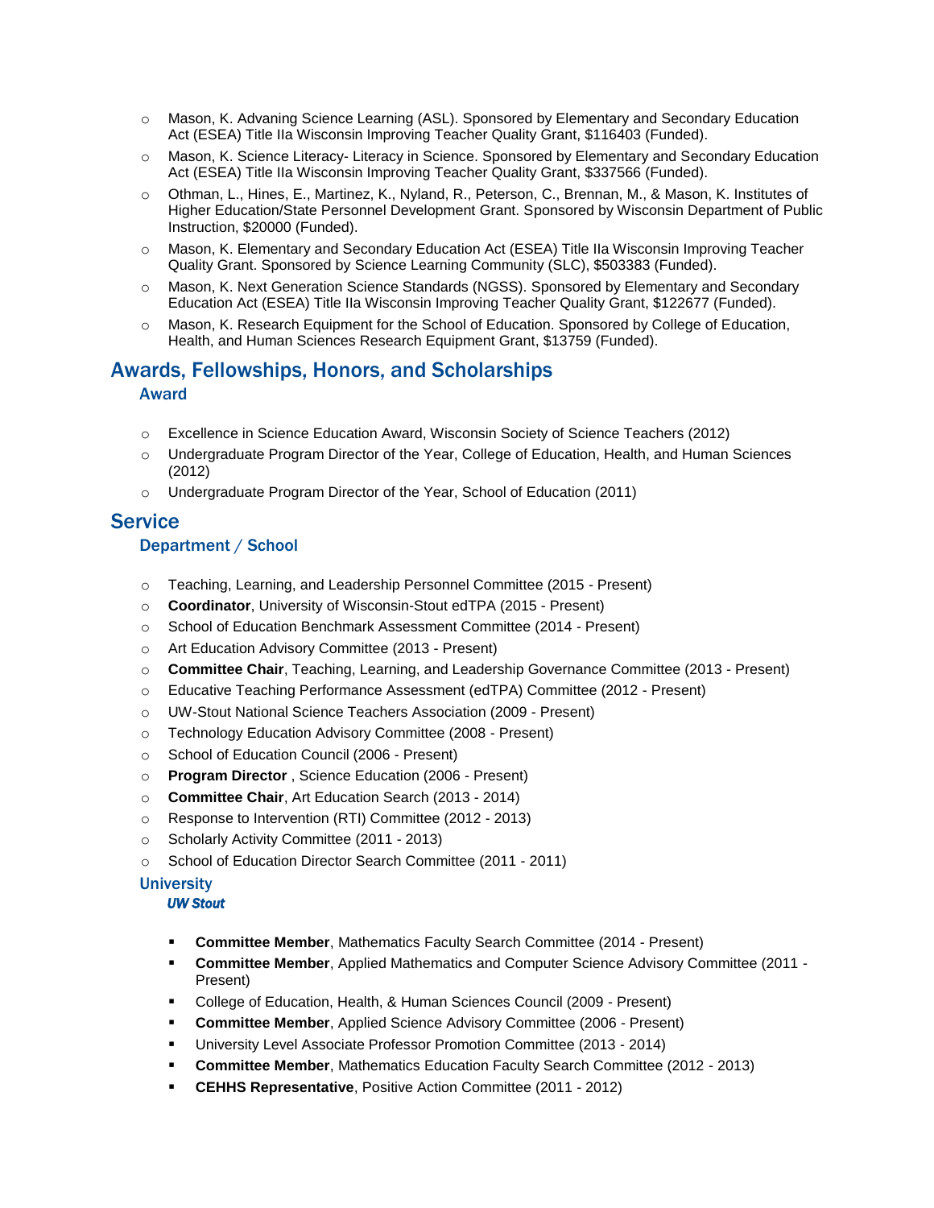- Mason, K. Advaning Science Learning (ASL). Sponsored by Elementary and Secondary Education Act (ESEA) Title IIa Wisconsin Improving Teacher Quality Grant, $116403 (Funded).
- Mason, K. Science Literacy- Literacy in Science. Sponsored by Elementary and Secondary Education Act (ESEA) Title IIa Wisconsin Improving Teacher Quality Grant, $337566 (Funded).
- Othman, L., Hines, E., Martinez, K., Nyland, R., Peterson, C., Brennan, M., & Mason, K. Institutes of Higher Education/State Personnel Development Grant. Sponsored by Wisconsin Department of Public Instruction, $20000 (Funded).
- Mason, K. Elementary and Secondary Education Act (ESEA) Title IIa Wisconsin Improving Teacher Quality Grant. Sponsored by Science Learning Community (SLC), $503383 (Funded).
- Mason, K. Next Generation Science Standards (NGSS). Sponsored by Elementary and Secondary Education Act (ESEA) Title IIa Wisconsin Improving Teacher Quality Grant, $122677 (Funded).
- Mason, K. Research Equipment for the School of Education. Sponsored by College of Education, Health, and Human Sciences Research Equipment Grant, $13759 (Funded).

## Awards, Fellowships, Honors, and Scholarships

### Award

- Excellence in Science Education Award, Wisconsin Society of Science Teachers (2012)
- Undergraduate Program Director of the Year, College of Education, Health, and Human Sciences (2012)
- Undergraduate Program Director of the Year, School of Education (2011)

## Service

### Department / School

- Teaching, Learning, and Leadership Personnel Committee (2015 - Present)
- **Coordinator**, University of Wisconsin-Stout edTPA (2015 - Present)
- School of Education Benchmark Assessment Committee (2014 - Present)
- Art Education Advisory Committee (2013 - Present)
- **Committee Chair**, Teaching, Learning, and Leadership Governance Committee (2013 - Present)
- Educative Teaching Performance Assessment (edTPA) Committee (2012 - Present)
- UW-Stout National Science Teachers Association (2009 - Present)
- Technology Education Advisory Committee (2008 - Present)
- School of Education Council (2006 - Present)
- **Program Director** , Science Education (2006 - Present)
- **Committee Chair**, Art Education Search (2013 - 2014)
- Response to Intervention (RTI) Committee (2012 - 2013)
- Scholarly Activity Committee (2011 - 2013)
- School of Education Director Search Committee (2011 - 2011)

### University

#### *UW Stout*

- **Committee Member**, Mathematics Faculty Search Committee (2014 - Present)
- **Committee Member**, Applied Mathematics and Computer Science Advisory Committee (2011 - Present)
- College of Education, Health, & Human Sciences Council (2009 - Present)
- **Committee Member**, Applied Science Advisory Committee (2006 - Present)
- University Level Associate Professor Promotion Committee (2013 - 2014)
- **Committee Member**, Mathematics Education Faculty Search Committee (2012 - 2013)
- **CEHHS Representative**, Positive Action Committee (2011 - 2012)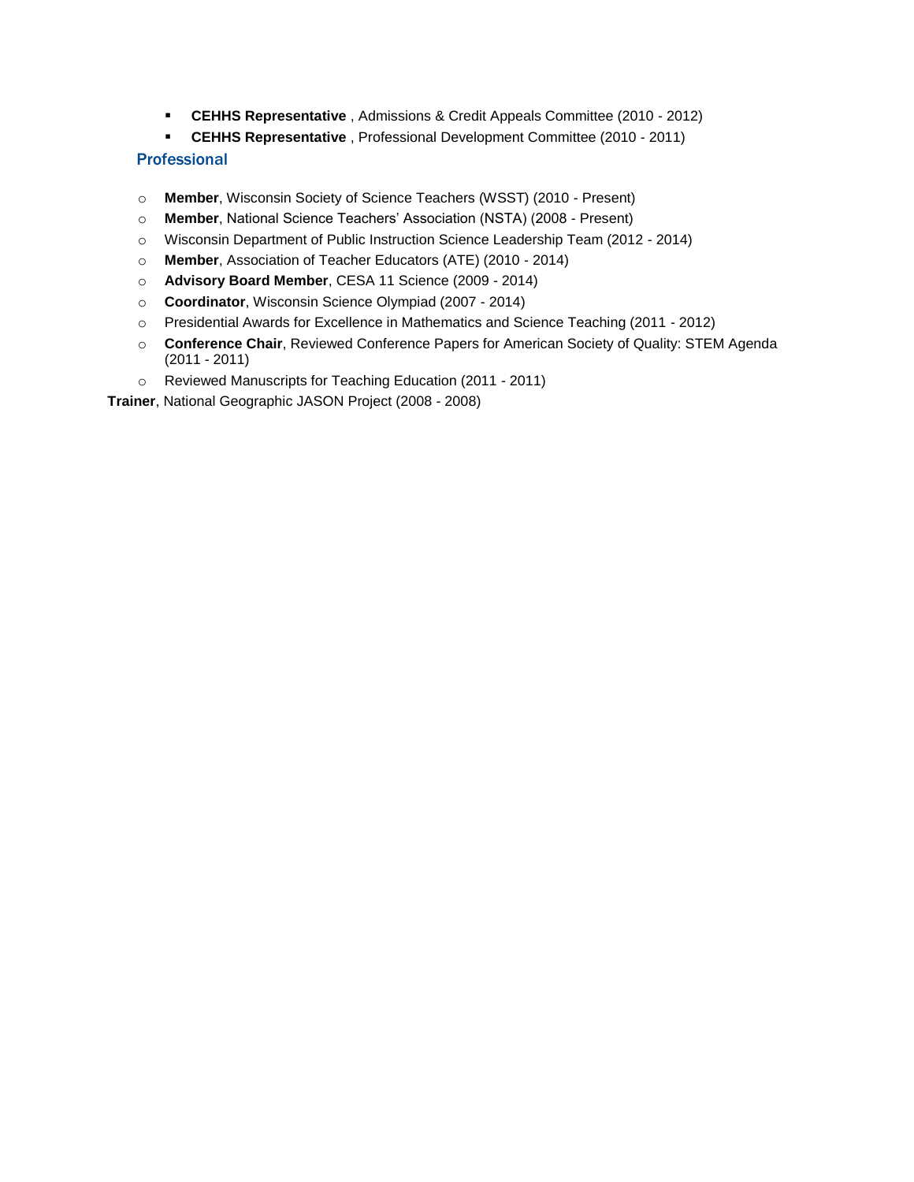- **CEHHS Representative** , Admissions & Credit Appeals Committee (2010 - 2012)
- **CEHHS Representative** , Professional Development Committee (2010 - 2011)

### Professional

- **Member**, Wisconsin Society of Science Teachers (WSST) (2010 - Present)
- **Member**, National Science Teachers' Association (NSTA) (2008 - Present)
- Wisconsin Department of Public Instruction Science Leadership Team (2012 - 2014)
- **Member**, Association of Teacher Educators (ATE) (2010 - 2014)
- **Advisory Board Member**, CESA 11 Science (2009 - 2014)
- **Coordinator**, Wisconsin Science Olympiad (2007 - 2014)
- Presidential Awards for Excellence in Mathematics and Science Teaching (2011 - 2012)
- **Conference Chair**, Reviewed Conference Papers for American Society of Quality: STEM Agenda (2011 - 2011)
- Reviewed Manuscripts for Teaching Education (2011 - 2011)

**Trainer**, National Geographic JASON Project (2008 - 2008)